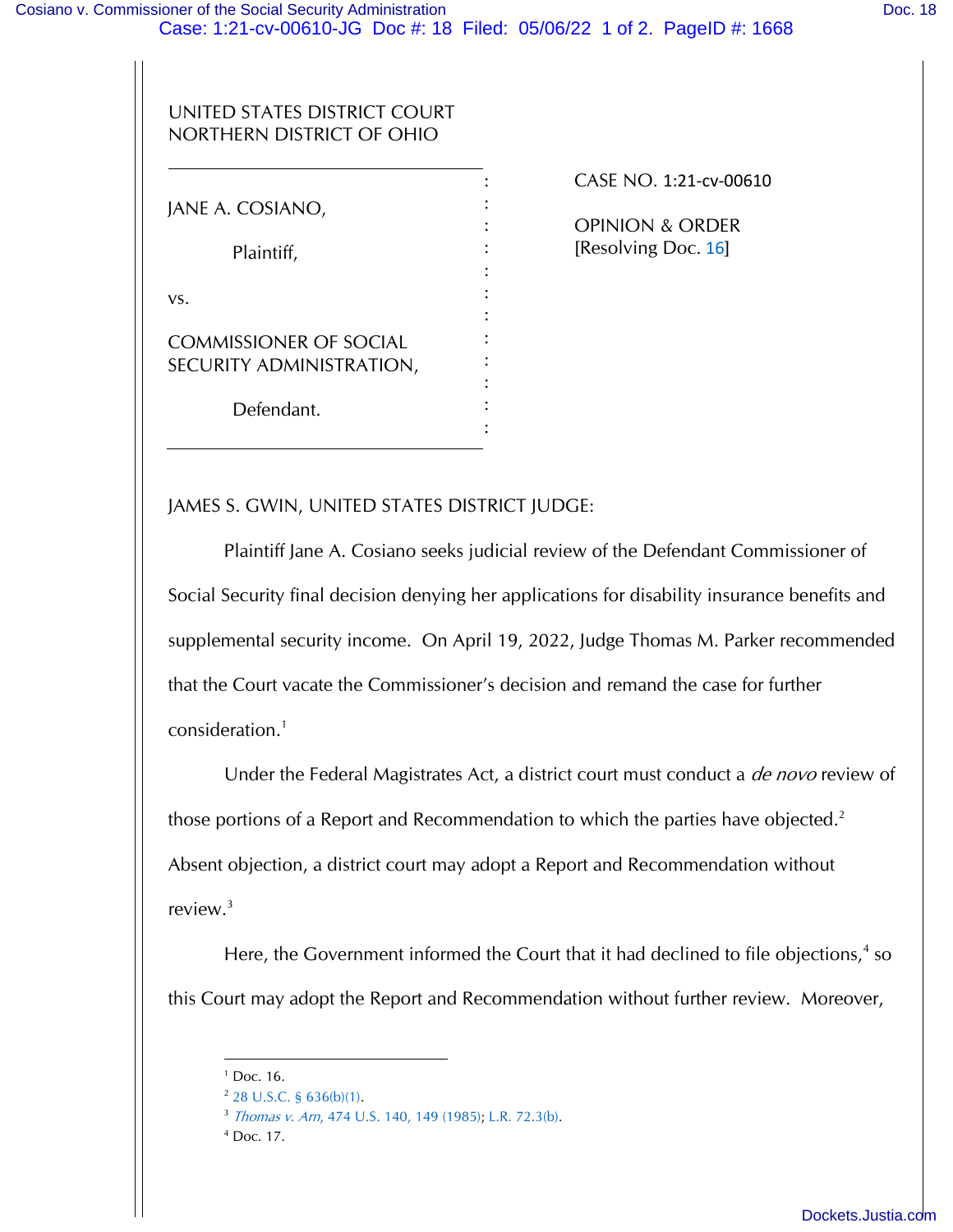UNITED STATES DISTRICT COURT
NORTHERN DISTRICT OF OHIO

| | |
|---|---|
| JANE A. COSIANO,<br><br>Plaintiff,<br><br>vs.<br><br>COMMISSIONER OF SOCIAL SECURITY ADMINISTRATION,<br><br>Defendant. | CASE NO. 1:21-cv-00610<br><br>OPINION & ORDER<br>[Resolving Doc. 16] |

JAMES S. GWIN, UNITED STATES DISTRICT JUDGE:

Plaintiff Jane A. Cosiano seeks judicial review of the Defendant Commissioner of Social Security final decision denying her applications for disability insurance benefits and supplemental security income. On April 19, 2022, Judge Thomas M. Parker recommended that the Court vacate the Commissioner's decision and remand the case for further consideration.[1]

Under the Federal Magistrates Act, a district court must conduct a *de novo* review of those portions of a Report and Recommendation to which the parties have objected.[2] Absent objection, a district court may adopt a Report and Recommendation without review.[3]

Here, the Government informed the Court that it had declined to file objections,[4] so this Court may adopt the Report and Recommendation without further review. Moreover,

---

[1] Doc. 16.

[2] 28 U.S.C. § 636(b)(1).

[3] *Thomas v. Arn*, 474 U.S. 140, 149 (1985); L.R. 72.3(b).

[4] Doc. 17.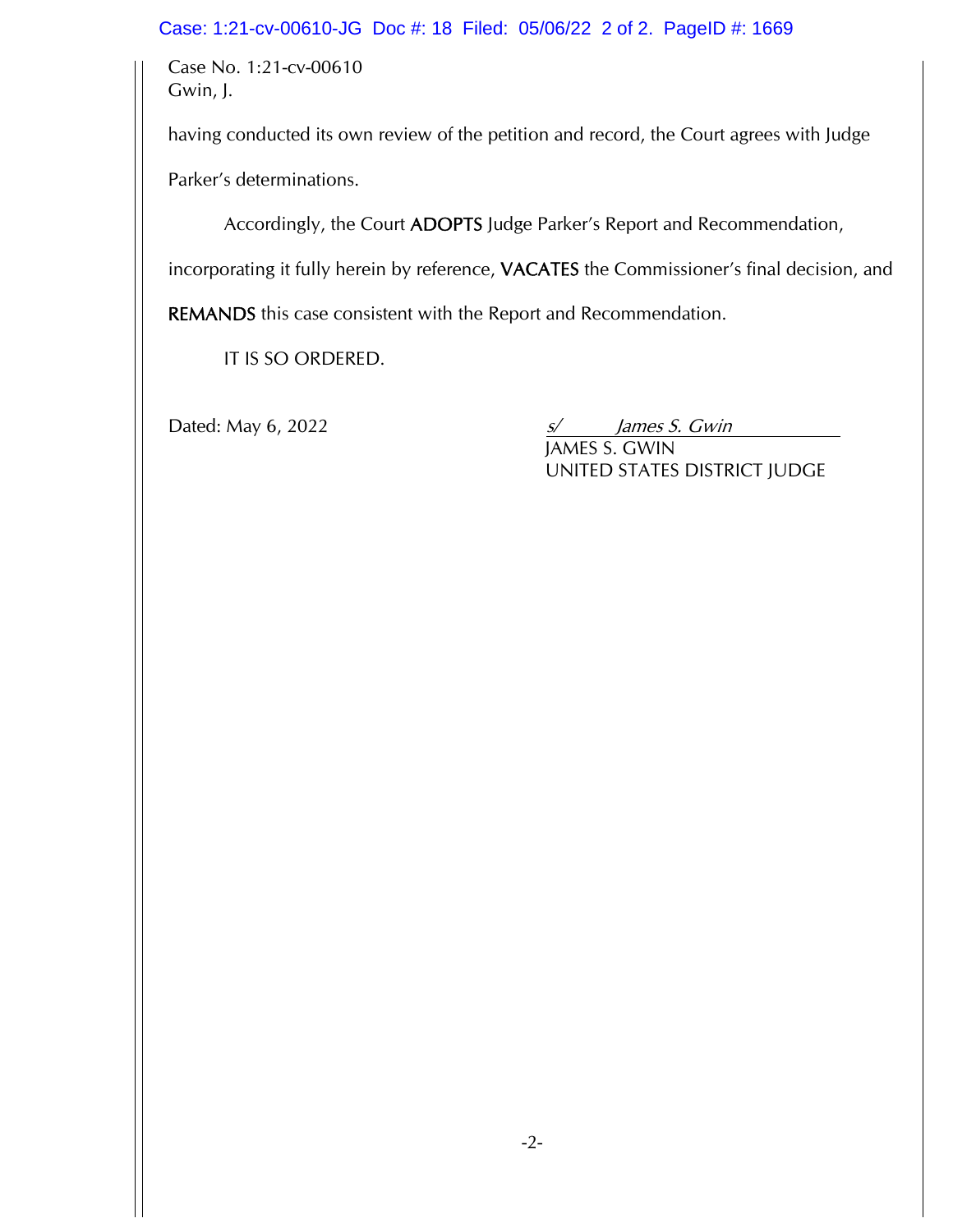having conducted its own review of the petition and record, the Court agrees with Judge Parker's determinations.

Accordingly, the Court **ADOPTS** Judge Parker's Report and Recommendation, incorporating it fully herein by reference, **VACATES** the Commissioner's final decision, and **REMANDS** this case consistent with the Report and Recommendation.

IT IS SO ORDERED.

Dated: May 6, 2022

*s/ James S. Gwin*
JAMES S. GWIN
UNITED STATES DISTRICT JUDGE